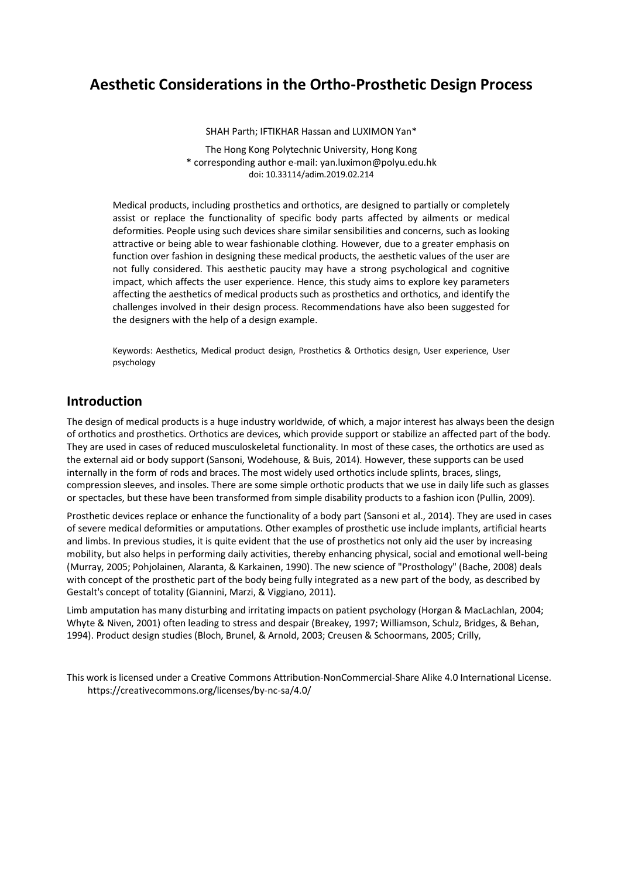# Aesthetic Considerations in the Ortho-Prosthetic Design Process

SHAH Parth; IFTIKHAR Hassan and LUXIMON Yan*

The Hong Kong Polytechnic University, Hong Kong
* corresponding author e-mail: yan.luximon@polyu.edu.hk
doi: 10.33114/adim.2019.02.214

Medical products, including prosthetics and orthotics, are designed to partially or completely assist or replace the functionality of specific body parts affected by ailments or medical deformities. People using such devices share similar sensibilities and concerns, such as looking attractive or being able to wear fashionable clothing. However, due to a greater emphasis on function over fashion in designing these medical products, the aesthetic values of the user are not fully considered. This aesthetic paucity may have a strong psychological and cognitive impact, which affects the user experience. Hence, this study aims to explore key parameters affecting the aesthetics of medical products such as prosthetics and orthotics, and identify the challenges involved in their design process. Recommendations have also been suggested for the designers with the help of a design example.

Keywords: Aesthetics, Medical product design, Prosthetics & Orthotics design, User experience, User psychology

## Introduction

The design of medical products is a huge industry worldwide, of which, a major interest has always been the design of orthotics and prosthetics. Orthotics are devices, which provide support or stabilize an affected part of the body. They are used in cases of reduced musculoskeletal functionality. In most of these cases, the orthotics are used as the external aid or body support (Sansoni, Wodehouse, & Buis, 2014). However, these supports can be used internally in the form of rods and braces. The most widely used orthotics include splints, braces, slings, compression sleeves, and insoles. There are some simple orthotic products that we use in daily life such as glasses or spectacles, but these have been transformed from simple disability products to a fashion icon (Pullin, 2009).

Prosthetic devices replace or enhance the functionality of a body part (Sansoni et al., 2014). They are used in cases of severe medical deformities or amputations. Other examples of prosthetic use include implants, artificial hearts and limbs. In previous studies, it is quite evident that the use of prosthetics not only aid the user by increasing mobility, but also helps in performing daily activities, thereby enhancing physical, social and emotional well-being (Murray, 2005; Pohjolainen, Alaranta, & Karkainen, 1990). The new science of "Prosthology" (Bache, 2008) deals with concept of the prosthetic part of the body being fully integrated as a new part of the body, as described by Gestalt's concept of totality (Giannini, Marzi, & Viggiano, 2011).

Limb amputation has many disturbing and irritating impacts on patient psychology (Horgan & MacLachlan, 2004; Whyte & Niven, 2001) often leading to stress and despair (Breakey, 1997; Williamson, Schulz, Bridges, & Behan, 1994). Product design studies (Bloch, Brunel, & Arnold, 2003; Creusen & Schoormans, 2005; Crilly,

This work is licensed under a Creative Commons Attribution-NonCommercial-Share Alike 4.0 International License. https://creativecommons.org/licenses/by-nc-sa/4.0/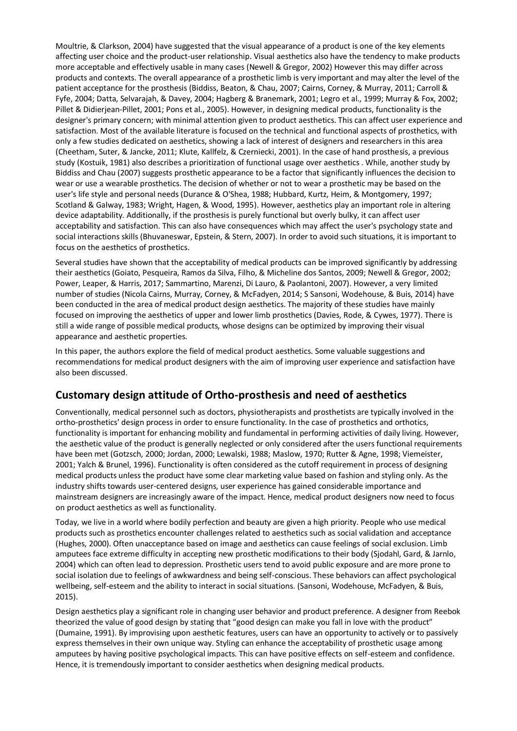Moultrie, & Clarkson, 2004) have suggested that the visual appearance of a product is one of the key elements affecting user choice and the product-user relationship. Visual aesthetics also have the tendency to make products more acceptable and effectively usable in many cases (Newell & Gregor, 2002) However this may differ across products and contexts. The overall appearance of a prosthetic limb is very important and may alter the level of the patient acceptance for the prosthesis (Biddiss, Beaton, & Chau, 2007; Cairns, Corney, & Murray, 2011; Carroll & Fyfe, 2004; Datta, Selvarajah, & Davey, 2004; Hagberg & Branemark, 2001; Legro et al., 1999; Murray & Fox, 2002; Pillet & Didierjean-Pillet, 2001; Pons et al., 2005). However, in designing medical products, functionality is the designer's primary concern; with minimal attention given to product aesthetics. This can affect user experience and satisfaction. Most of the available literature is focused on the technical and functional aspects of prosthetics, with only a few studies dedicated on aesthetics, showing a lack of interest of designers and researchers in this area (Cheetham, Suter, & Jancke, 2011; Klute, Kallfelz, & Czerniecki, 2001). In the case of hand prosthesis, a previous study (Kostuik, 1981) also describes a prioritization of functional usage over aesthetics . While, another study by Biddiss and Chau (2007) suggests prosthetic appearance to be a factor that significantly influences the decision to wear or use a wearable prosthetics. The decision of whether or not to wear a prosthetic may be based on the user's life style and personal needs (Durance & O'Shea, 1988; Hubbard, Kurtz, Heim, & Montgomery, 1997; Scotland & Galway, 1983; Wright, Hagen, & Wood, 1995). However, aesthetics play an important role in altering device adaptability. Additionally, if the prosthesis is purely functional but overly bulky, it can affect user acceptability and satisfaction. This can also have consequences which may affect the user's psychology state and social interactions skills (Bhuvaneswar, Epstein, & Stern, 2007). In order to avoid such situations, it is important to focus on the aesthetics of prosthetics.

Several studies have shown that the acceptability of medical products can be improved significantly by addressing their aesthetics (Goiato, Pesqueira, Ramos da Silva, Filho, & Micheline dos Santos, 2009; Newell & Gregor, 2002; Power, Leaper, & Harris, 2017; Sammartino, Marenzi, Di Lauro, & Paolantoni, 2007). However, a very limited number of studies (Nicola Cairns, Murray, Corney, & McFadyen, 2014; S Sansoni, Wodehouse, & Buis, 2014) have been conducted in the area of medical product design aesthetics. The majority of these studies have mainly focused on improving the aesthetics of upper and lower limb prosthetics (Davies, Rode, & Cywes, 1977). There is still a wide range of possible medical products, whose designs can be optimized by improving their visual appearance and aesthetic properties.

In this paper, the authors explore the field of medical product aesthetics. Some valuable suggestions and recommendations for medical product designers with the aim of improving user experience and satisfaction have also been discussed.

## Customary design attitude of Ortho-prosthesis and need of aesthetics

Conventionally, medical personnel such as doctors, physiotherapists and prosthetists are typically involved in the ortho-prosthetics' design process in order to ensure functionality. In the case of prosthetics and orthotics, functionality is important for enhancing mobility and fundamental in performing activities of daily living. However, the aesthetic value of the product is generally neglected or only considered after the users functional requirements have been met (Gotzsch, 2000; Jordan, 2000; Lewalski, 1988; Maslow, 1970; Rutter & Agne, 1998; Viemeister, 2001; Yalch & Brunel, 1996). Functionality is often considered as the cutoff requirement in process of designing medical products unless the product have some clear marketing value based on fashion and styling only. As the industry shifts towards user-centered designs, user experience has gained considerable importance and mainstream designers are increasingly aware of the impact. Hence, medical product designers now need to focus on product aesthetics as well as functionality.

Today, we live in a world where bodily perfection and beauty are given a high priority. People who use medical products such as prosthetics encounter challenges related to aesthetics such as social validation and acceptance (Hughes, 2000). Often unacceptance based on image and aesthetics can cause feelings of social exclusion. Limb amputees face extreme difficulty in accepting new prosthetic modifications to their body (Sjodahl, Gard, & Jarnlo, 2004) which can often lead to depression. Prosthetic users tend to avoid public exposure and are more prone to social isolation due to feelings of awkwardness and being self-conscious. These behaviors can affect psychological wellbeing, self-esteem and the ability to interact in social situations. (Sansoni, Wodehouse, McFadyen, & Buis, 2015).

Design aesthetics play a significant role in changing user behavior and product preference. A designer from Reebok theorized the value of good design by stating that "good design can make you fall in love with the product" (Dumaine, 1991). By improvising upon aesthetic features, users can have an opportunity to actively or to passively express themselves in their own unique way. Styling can enhance the acceptability of prosthetic usage among amputees by having positive psychological impacts. This can have positive effects on self-esteem and confidence. Hence, it is tremendously important to consider aesthetics when designing medical products.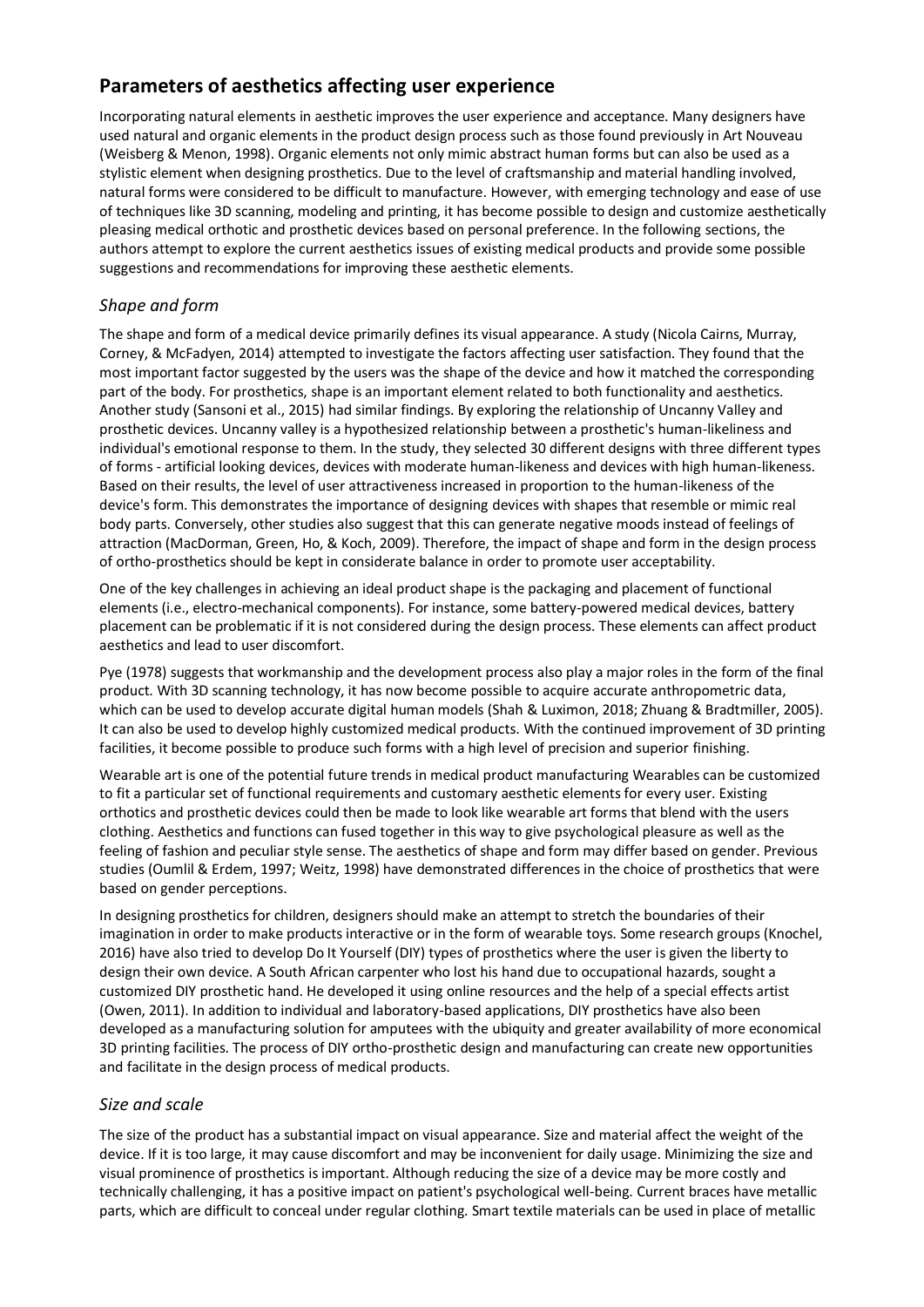## Parameters of aesthetics affecting user experience

Incorporating natural elements in aesthetic improves the user experience and acceptance. Many designers have used natural and organic elements in the product design process such as those found previously in Art Nouveau (Weisberg & Menon, 1998). Organic elements not only mimic abstract human forms but can also be used as a stylistic element when designing prosthetics. Due to the level of craftsmanship and material handling involved, natural forms were considered to be difficult to manufacture. However, with emerging technology and ease of use of techniques like 3D scanning, modeling and printing, it has become possible to design and customize aesthetically pleasing medical orthotic and prosthetic devices based on personal preference. In the following sections, the authors attempt to explore the current aesthetics issues of existing medical products and provide some possible suggestions and recommendations for improving these aesthetic elements.

### *Shape and form*

The shape and form of a medical device primarily defines its visual appearance. A study (Nicola Cairns, Murray, Corney, & McFadyen, 2014) attempted to investigate the factors affecting user satisfaction. They found that the most important factor suggested by the users was the shape of the device and how it matched the corresponding part of the body. For prosthetics, shape is an important element related to both functionality and aesthetics. Another study (Sansoni et al., 2015) had similar findings. By exploring the relationship of Uncanny Valley and prosthetic devices. Uncanny valley is a hypothesized relationship between a prosthetic's human-likeliness and individual's emotional response to them. In the study, they selected 30 different designs with three different types of forms - artificial looking devices, devices with moderate human-likeness and devices with high human-likeness. Based on their results, the level of user attractiveness increased in proportion to the human-likeness of the device's form. This demonstrates the importance of designing devices with shapes that resemble or mimic real body parts. Conversely, other studies also suggest that this can generate negative moods instead of feelings of attraction (MacDorman, Green, Ho, & Koch, 2009). Therefore, the impact of shape and form in the design process of ortho-prosthetics should be kept in considerate balance in order to promote user acceptability.

One of the key challenges in achieving an ideal product shape is the packaging and placement of functional elements (i.e., electro-mechanical components). For instance, some battery-powered medical devices, battery placement can be problematic if it is not considered during the design process. These elements can affect product aesthetics and lead to user discomfort.

Pye (1978) suggests that workmanship and the development process also play a major roles in the form of the final product. With 3D scanning technology, it has now become possible to acquire accurate anthropometric data, which can be used to develop accurate digital human models (Shah & Luximon, 2018; Zhuang & Bradtmiller, 2005). It can also be used to develop highly customized medical products. With the continued improvement of 3D printing facilities, it become possible to produce such forms with a high level of precision and superior finishing.

Wearable art is one of the potential future trends in medical product manufacturing Wearables can be customized to fit a particular set of functional requirements and customary aesthetic elements for every user. Existing orthotics and prosthetic devices could then be made to look like wearable art forms that blend with the users clothing. Aesthetics and functions can fused together in this way to give psychological pleasure as well as the feeling of fashion and peculiar style sense. The aesthetics of shape and form may differ based on gender. Previous studies (Oumlil & Erdem, 1997; Weitz, 1998) have demonstrated differences in the choice of prosthetics that were based on gender perceptions.

In designing prosthetics for children, designers should make an attempt to stretch the boundaries of their imagination in order to make products interactive or in the form of wearable toys. Some research groups (Knochel, 2016) have also tried to develop Do It Yourself (DIY) types of prosthetics where the user is given the liberty to design their own device. A South African carpenter who lost his hand due to occupational hazards, sought a customized DIY prosthetic hand. He developed it using online resources and the help of a special effects artist (Owen, 2011). In addition to individual and laboratory-based applications, DIY prosthetics have also been developed as a manufacturing solution for amputees with the ubiquity and greater availability of more economical 3D printing facilities. The process of DIY ortho-prosthetic design and manufacturing can create new opportunities and facilitate in the design process of medical products.

### *Size and scale*

The size of the product has a substantial impact on visual appearance. Size and material affect the weight of the device. If it is too large, it may cause discomfort and may be inconvenient for daily usage. Minimizing the size and visual prominence of prosthetics is important. Although reducing the size of a device may be more costly and technically challenging, it has a positive impact on patient's psychological well-being. Current braces have metallic parts, which are difficult to conceal under regular clothing. Smart textile materials can be used in place of metallic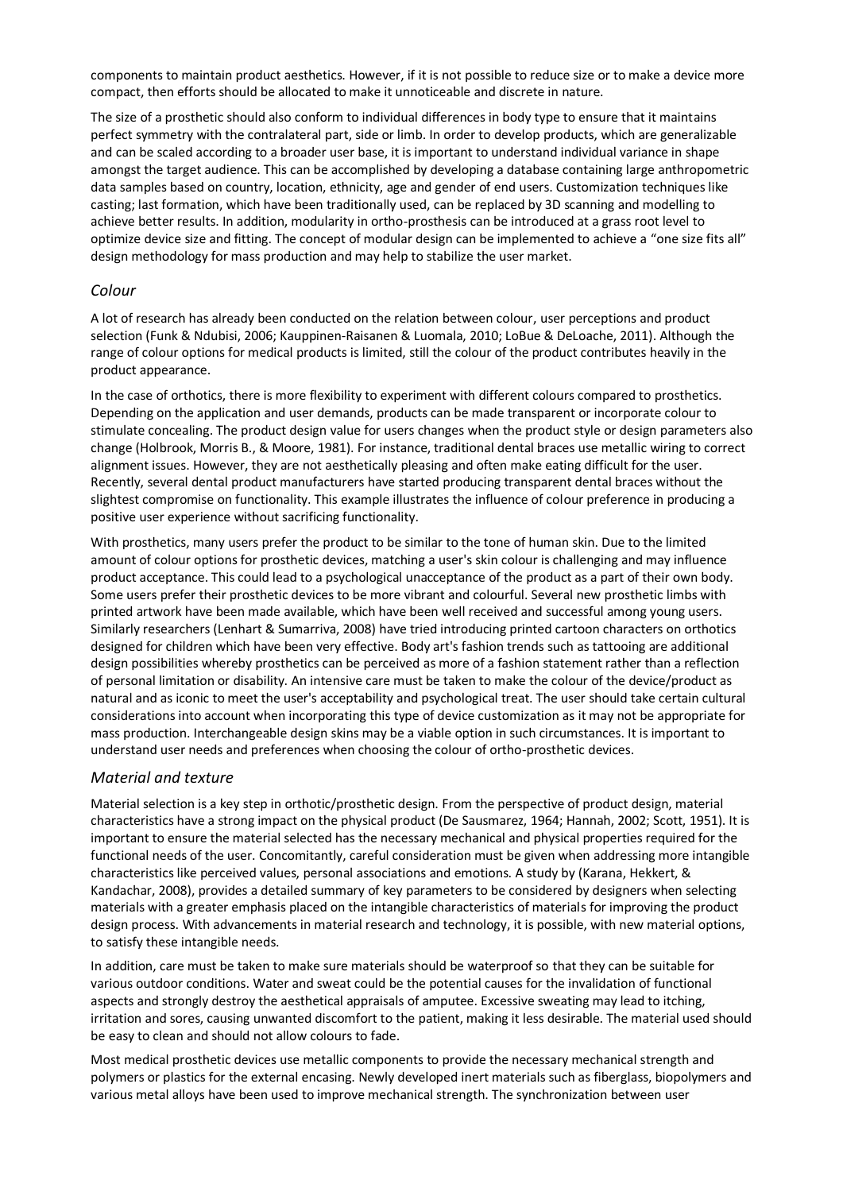components to maintain product aesthetics. However, if it is not possible to reduce size or to make a device more compact, then efforts should be allocated to make it unnoticeable and discrete in nature.

The size of a prosthetic should also conform to individual differences in body type to ensure that it maintains perfect symmetry with the contralateral part, side or limb. In order to develop products, which are generalizable and can be scaled according to a broader user base, it is important to understand individual variance in shape amongst the target audience. This can be accomplished by developing a database containing large anthropometric data samples based on country, location, ethnicity, age and gender of end users. Customization techniques like casting; last formation, which have been traditionally used, can be replaced by 3D scanning and modelling to achieve better results. In addition, modularity in ortho-prosthesis can be introduced at a grass root level to optimize device size and fitting. The concept of modular design can be implemented to achieve a "one size fits all" design methodology for mass production and may help to stabilize the user market.

### *Colour*

A lot of research has already been conducted on the relation between colour, user perceptions and product selection (Funk & Ndubisi, 2006; Kauppinen-Raisanen & Luomala, 2010; LoBue & DeLoache, 2011). Although the range of colour options for medical products is limited, still the colour of the product contributes heavily in the product appearance.

In the case of orthotics, there is more flexibility to experiment with different colours compared to prosthetics. Depending on the application and user demands, products can be made transparent or incorporate colour to stimulate concealing. The product design value for users changes when the product style or design parameters also change (Holbrook, Morris B., & Moore, 1981). For instance, traditional dental braces use metallic wiring to correct alignment issues. However, they are not aesthetically pleasing and often make eating difficult for the user. Recently, several dental product manufacturers have started producing transparent dental braces without the slightest compromise on functionality. This example illustrates the influence of colour preference in producing a positive user experience without sacrificing functionality.

With prosthetics, many users prefer the product to be similar to the tone of human skin. Due to the limited amount of colour options for prosthetic devices, matching a user's skin colour is challenging and may influence product acceptance. This could lead to a psychological unacceptance of the product as a part of their own body. Some users prefer their prosthetic devices to be more vibrant and colourful. Several new prosthetic limbs with printed artwork have been made available, which have been well received and successful among young users. Similarly researchers (Lenhart & Sumarriva, 2008) have tried introducing printed cartoon characters on orthotics designed for children which have been very effective. Body art's fashion trends such as tattooing are additional design possibilities whereby prosthetics can be perceived as more of a fashion statement rather than a reflection of personal limitation or disability. An intensive care must be taken to make the colour of the device/product as natural and as iconic to meet the user's acceptability and psychological treat. The user should take certain cultural considerations into account when incorporating this type of device customization as it may not be appropriate for mass production. Interchangeable design skins may be a viable option in such circumstances. It is important to understand user needs and preferences when choosing the colour of ortho-prosthetic devices.

### *Material and texture*

Material selection is a key step in orthotic/prosthetic design. From the perspective of product design, material characteristics have a strong impact on the physical product (De Sausmarez, 1964; Hannah, 2002; Scott, 1951). It is important to ensure the material selected has the necessary mechanical and physical properties required for the functional needs of the user. Concomitantly, careful consideration must be given when addressing more intangible characteristics like perceived values, personal associations and emotions. A study by (Karana, Hekkert, & Kandachar, 2008), provides a detailed summary of key parameters to be considered by designers when selecting materials with a greater emphasis placed on the intangible characteristics of materials for improving the product design process. With advancements in material research and technology, it is possible, with new material options, to satisfy these intangible needs.

In addition, care must be taken to make sure materials should be waterproof so that they can be suitable for various outdoor conditions. Water and sweat could be the potential causes for the invalidation of functional aspects and strongly destroy the aesthetical appraisals of amputee. Excessive sweating may lead to itching, irritation and sores, causing unwanted discomfort to the patient, making it less desirable. The material used should be easy to clean and should not allow colours to fade.

Most medical prosthetic devices use metallic components to provide the necessary mechanical strength and polymers or plastics for the external encasing. Newly developed inert materials such as fiberglass, biopolymers and various metal alloys have been used to improve mechanical strength. The synchronization between user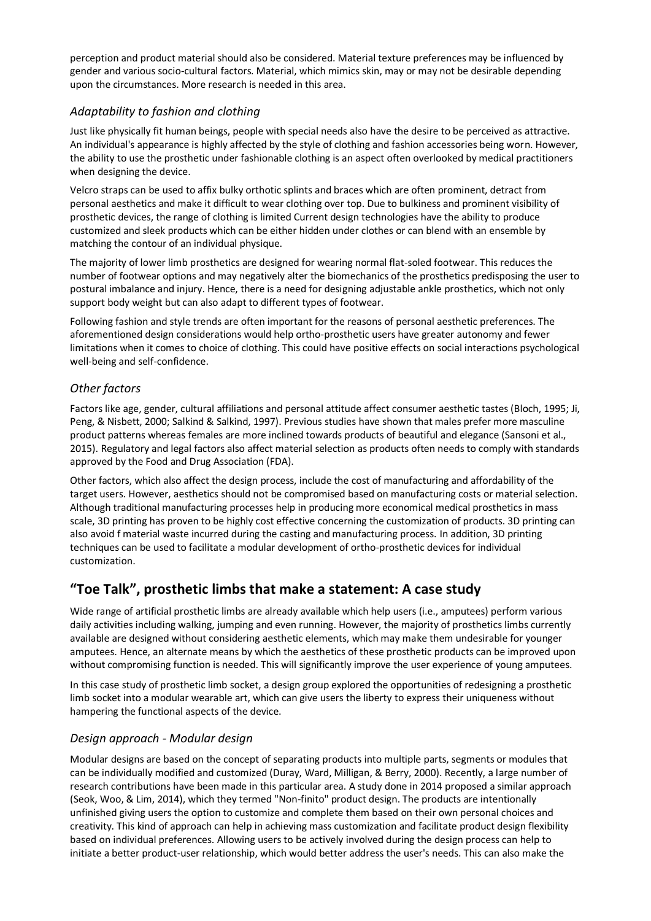perception and product material should also be considered. Material texture preferences may be influenced by gender and various socio-cultural factors. Material, which mimics skin, may or may not be desirable depending upon the circumstances. More research is needed in this area.

### *Adaptability to fashion and clothing*

Just like physically fit human beings, people with special needs also have the desire to be perceived as attractive. An individual's appearance is highly affected by the style of clothing and fashion accessories being worn. However, the ability to use the prosthetic under fashionable clothing is an aspect often overlooked by medical practitioners when designing the device.

Velcro straps can be used to affix bulky orthotic splints and braces which are often prominent, detract from personal aesthetics and make it difficult to wear clothing over top. Due to bulkiness and prominent visibility of prosthetic devices, the range of clothing is limited Current design technologies have the ability to produce customized and sleek products which can be either hidden under clothes or can blend with an ensemble by matching the contour of an individual physique.

The majority of lower limb prosthetics are designed for wearing normal flat-soled footwear. This reduces the number of footwear options and may negatively alter the biomechanics of the prosthetics predisposing the user to postural imbalance and injury. Hence, there is a need for designing adjustable ankle prosthetics, which not only support body weight but can also adapt to different types of footwear.

Following fashion and style trends are often important for the reasons of personal aesthetic preferences. The aforementioned design considerations would help ortho-prosthetic users have greater autonomy and fewer limitations when it comes to choice of clothing. This could have positive effects on social interactions psychological well-being and self-confidence.

### *Other factors*

Factors like age, gender, cultural affiliations and personal attitude affect consumer aesthetic tastes (Bloch, 1995; Ji, Peng, & Nisbett, 2000; Salkind & Salkind, 1997). Previous studies have shown that males prefer more masculine product patterns whereas females are more inclined towards products of beautiful and elegance (Sansoni et al., 2015). Regulatory and legal factors also affect material selection as products often needs to comply with standards approved by the Food and Drug Association (FDA).

Other factors, which also affect the design process, include the cost of manufacturing and affordability of the target users. However, aesthetics should not be compromised based on manufacturing costs or material selection. Although traditional manufacturing processes help in producing more economical medical prosthetics in mass scale, 3D printing has proven to be highly cost effective concerning the customization of products. 3D printing can also avoid f material waste incurred during the casting and manufacturing process. In addition, 3D printing techniques can be used to facilitate a modular development of ortho-prosthetic devices for individual customization.

## "Toe Talk", prosthetic limbs that make a statement: A case study

Wide range of artificial prosthetic limbs are already available which help users (i.e., amputees) perform various daily activities including walking, jumping and even running. However, the majority of prosthetics limbs currently available are designed without considering aesthetic elements, which may make them undesirable for younger amputees. Hence, an alternate means by which the aesthetics of these prosthetic products can be improved upon without compromising function is needed. This will significantly improve the user experience of young amputees.

In this case study of prosthetic limb socket, a design group explored the opportunities of redesigning a prosthetic limb socket into a modular wearable art, which can give users the liberty to express their uniqueness without hampering the functional aspects of the device.

### *Design approach - Modular design*

Modular designs are based on the concept of separating products into multiple parts, segments or modules that can be individually modified and customized (Duray, Ward, Milligan, & Berry, 2000). Recently, a large number of research contributions have been made in this particular area. A study done in 2014 proposed a similar approach (Seok, Woo, & Lim, 2014), which they termed "Non-finito" product design. The products are intentionally unfinished giving users the option to customize and complete them based on their own personal choices and creativity. This kind of approach can help in achieving mass customization and facilitate product design flexibility based on individual preferences. Allowing users to be actively involved during the design process can help to initiate a better product-user relationship, which would better address the user's needs. This can also make the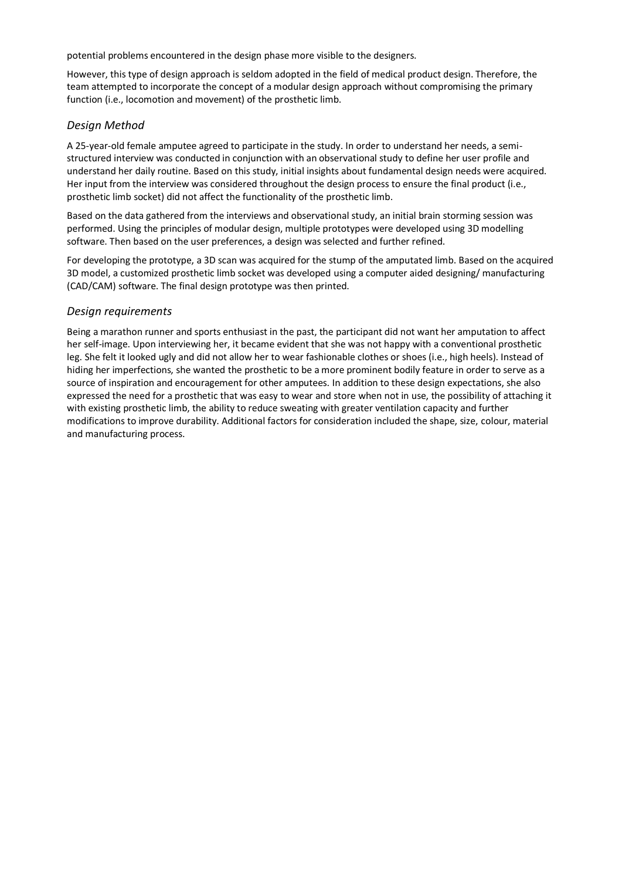potential problems encountered in the design phase more visible to the designers.

However, this type of design approach is seldom adopted in the field of medical product design. Therefore, the team attempted to incorporate the concept of a modular design approach without compromising the primary function (i.e., locomotion and movement) of the prosthetic limb.

### *Design Method*

A 25-year-old female amputee agreed to participate in the study. In order to understand her needs, a semi-structured interview was conducted in conjunction with an observational study to define her user profile and understand her daily routine. Based on this study, initial insights about fundamental design needs were acquired. Her input from the interview was considered throughout the design process to ensure the final product (i.e., prosthetic limb socket) did not affect the functionality of the prosthetic limb.

Based on the data gathered from the interviews and observational study, an initial brain storming session was performed. Using the principles of modular design, multiple prototypes were developed using 3D modelling software. Then based on the user preferences, a design was selected and further refined.

For developing the prototype, a 3D scan was acquired for the stump of the amputated limb. Based on the acquired 3D model, a customized prosthetic limb socket was developed using a computer aided designing/ manufacturing (CAD/CAM) software. The final design prototype was then printed.

### *Design requirements*

Being a marathon runner and sports enthusiast in the past, the participant did not want her amputation to affect her self-image. Upon interviewing her, it became evident that she was not happy with a conventional prosthetic leg. She felt it looked ugly and did not allow her to wear fashionable clothes or shoes (i.e., high heels). Instead of hiding her imperfections, she wanted the prosthetic to be a more prominent bodily feature in order to serve as a source of inspiration and encouragement for other amputees. In addition to these design expectations, she also expressed the need for a prosthetic that was easy to wear and store when not in use, the possibility of attaching it with existing prosthetic limb, the ability to reduce sweating with greater ventilation capacity and further modifications to improve durability. Additional factors for consideration included the shape, size, colour, material and manufacturing process.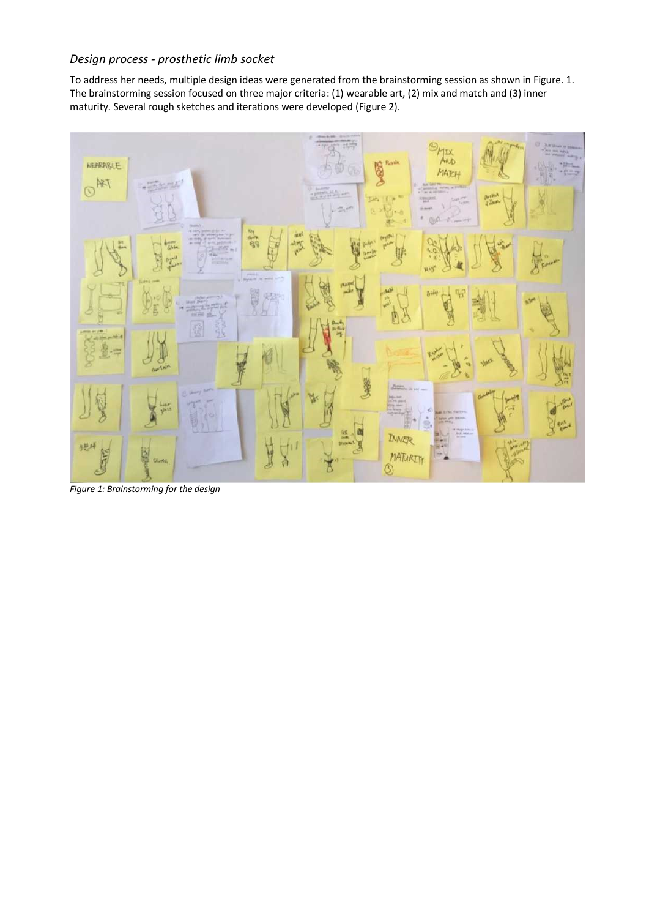*Design process - prosthetic limb socket*

To address her needs, multiple design ideas were generated from the brainstorming session as shown in Figure. 1. The brainstorming session focused on three major criteria: (1) wearable art, (2) mix and match and (3) inner maturity. Several rough sketches and iterations were developed (Figure 2).

*Figure 1: Brainstorming for the design*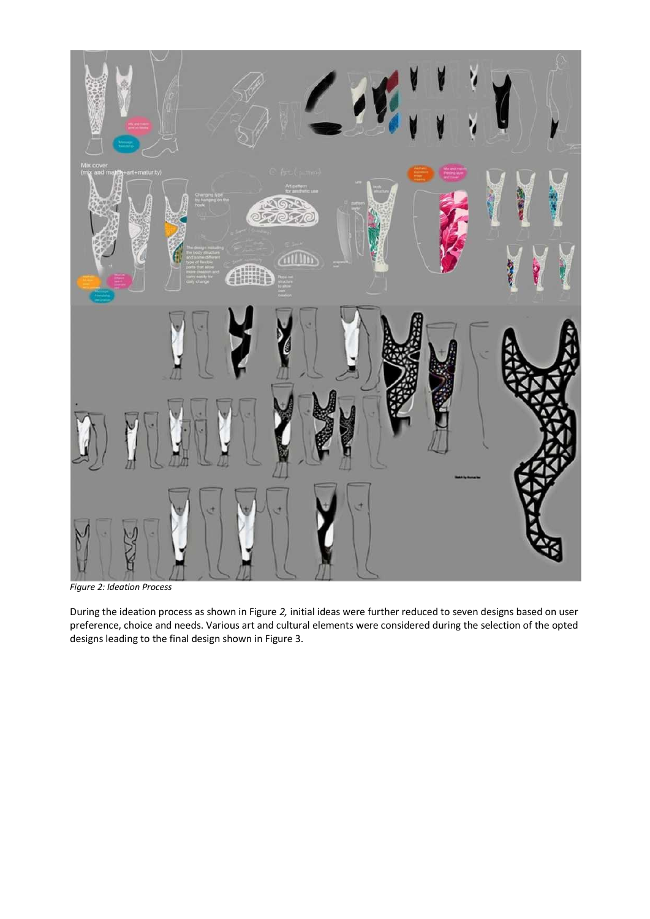*Figure 2: Ideation Process*

During the ideation process as shown in Figure *2,* initial ideas were further reduced to seven designs based on user preference, choice and needs. Various art and cultural elements were considered during the selection of the opted designs leading to the final design shown in Figure 3.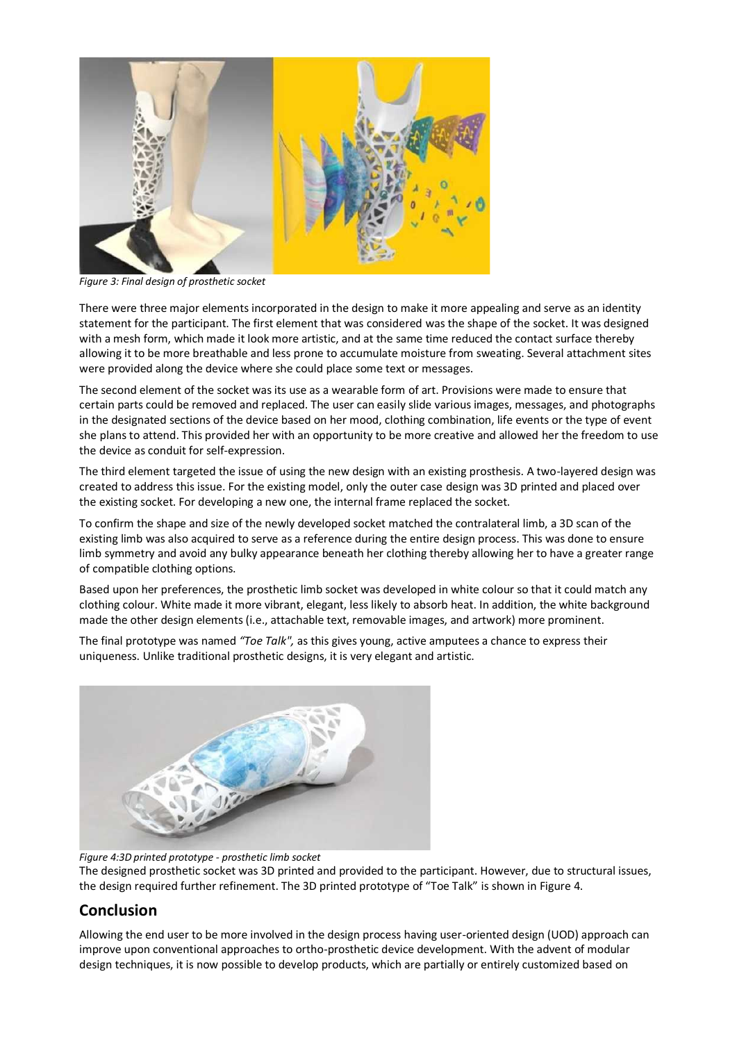*Figure 3: Final design of prosthetic socket*

There were three major elements incorporated in the design to make it more appealing and serve as an identity statement for the participant. The first element that was considered was the shape of the socket. It was designed with a mesh form, which made it look more artistic, and at the same time reduced the contact surface thereby allowing it to be more breathable and less prone to accumulate moisture from sweating. Several attachment sites were provided along the device where she could place some text or messages.

The second element of the socket was its use as a wearable form of art. Provisions were made to ensure that certain parts could be removed and replaced. The user can easily slide various images, messages, and photographs in the designated sections of the device based on her mood, clothing combination, life events or the type of event she plans to attend. This provided her with an opportunity to be more creative and allowed her the freedom to use the device as conduit for self-expression.

The third element targeted the issue of using the new design with an existing prosthesis. A two-layered design was created to address this issue. For the existing model, only the outer case design was 3D printed and placed over the existing socket. For developing a new one, the internal frame replaced the socket.

To confirm the shape and size of the newly developed socket matched the contralateral limb, a 3D scan of the existing limb was also acquired to serve as a reference during the entire design process. This was done to ensure limb symmetry and avoid any bulky appearance beneath her clothing thereby allowing her to have a greater range of compatible clothing options.

Based upon her preferences, the prosthetic limb socket was developed in white colour so that it could match any clothing colour. White made it more vibrant, elegant, less likely to absorb heat. In addition, the white background made the other design elements (i.e., attachable text, removable images, and artwork) more prominent.

The final prototype was named *"Toe Talk",* as this gives young, active amputees a chance to express their uniqueness. Unlike traditional prosthetic designs, it is very elegant and artistic.

*Figure 4:3D printed prototype - prosthetic limb socket*

The designed prosthetic socket was 3D printed and provided to the participant. However, due to structural issues, the design required further refinement. The 3D printed prototype of "Toe Talk" is shown in Figure 4.

## Conclusion

Allowing the end user to be more involved in the design process having user-oriented design (UOD) approach can improve upon conventional approaches to ortho-prosthetic device development. With the advent of modular design techniques, it is now possible to develop products, which are partially or entirely customized based on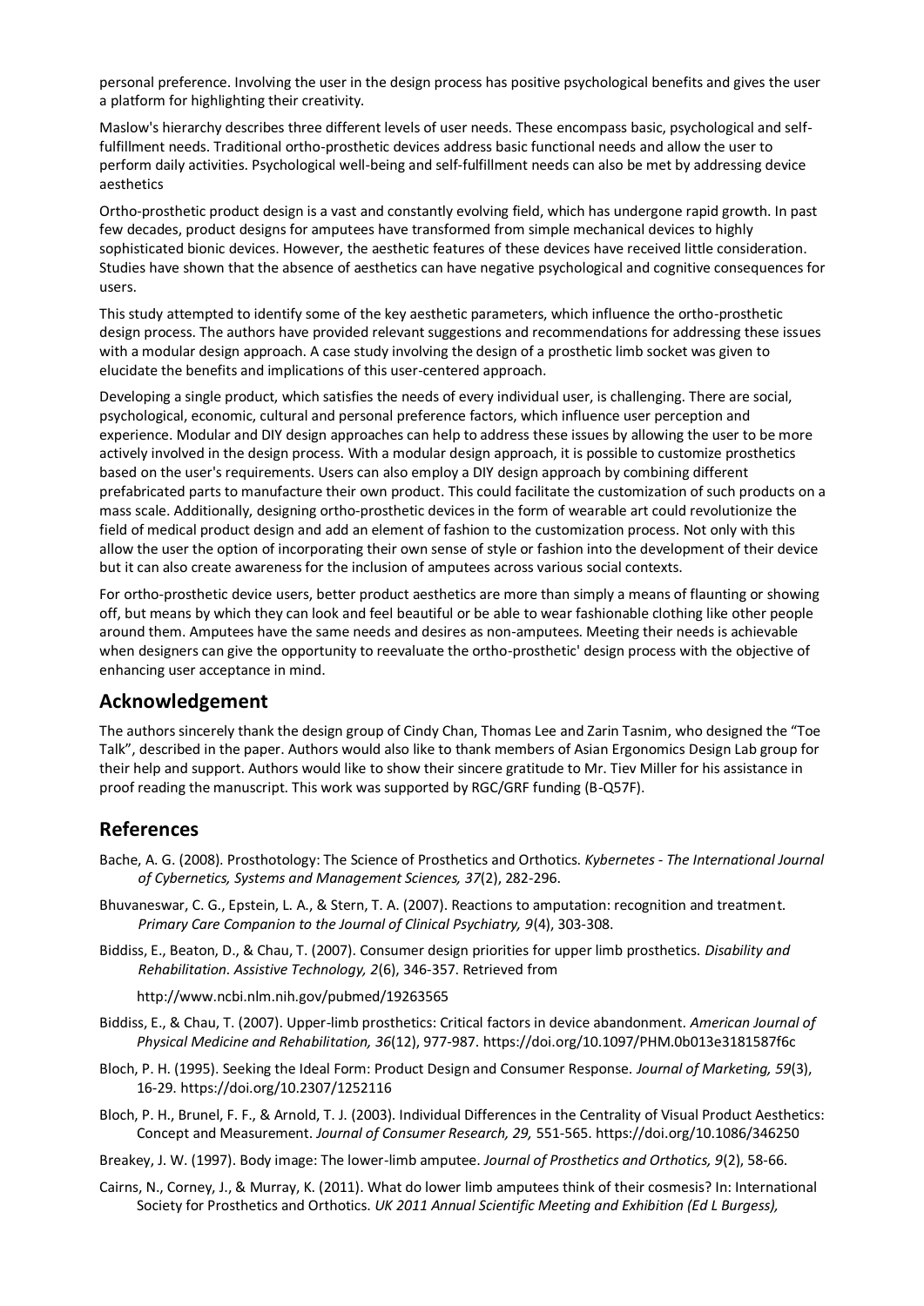personal preference. Involving the user in the design process has positive psychological benefits and gives the user a platform for highlighting their creativity.

Maslow's hierarchy describes three different levels of user needs. These encompass basic, psychological and self-fulfillment needs. Traditional ortho-prosthetic devices address basic functional needs and allow the user to perform daily activities. Psychological well-being and self-fulfillment needs can also be met by addressing device aesthetics

Ortho-prosthetic product design is a vast and constantly evolving field, which has undergone rapid growth. In past few decades, product designs for amputees have transformed from simple mechanical devices to highly sophisticated bionic devices. However, the aesthetic features of these devices have received little consideration. Studies have shown that the absence of aesthetics can have negative psychological and cognitive consequences for users.

This study attempted to identify some of the key aesthetic parameters, which influence the ortho-prosthetic design process. The authors have provided relevant suggestions and recommendations for addressing these issues with a modular design approach. A case study involving the design of a prosthetic limb socket was given to elucidate the benefits and implications of this user-centered approach.

Developing a single product, which satisfies the needs of every individual user, is challenging. There are social, psychological, economic, cultural and personal preference factors, which influence user perception and experience. Modular and DIY design approaches can help to address these issues by allowing the user to be more actively involved in the design process. With a modular design approach, it is possible to customize prosthetics based on the user's requirements. Users can also employ a DIY design approach by combining different prefabricated parts to manufacture their own product. This could facilitate the customization of such products on a mass scale. Additionally, designing ortho-prosthetic devices in the form of wearable art could revolutionize the field of medical product design and add an element of fashion to the customization process. Not only with this allow the user the option of incorporating their own sense of style or fashion into the development of their device but it can also create awareness for the inclusion of amputees across various social contexts.

For ortho-prosthetic device users, better product aesthetics are more than simply a means of flaunting or showing off, but means by which they can look and feel beautiful or be able to wear fashionable clothing like other people around them. Amputees have the same needs and desires as non-amputees. Meeting their needs is achievable when designers can give the opportunity to reevaluate the ortho-prosthetic' design process with the objective of enhancing user acceptance in mind.

## Acknowledgement

The authors sincerely thank the design group of Cindy Chan, Thomas Lee and Zarin Tasnim, who designed the "Toe Talk", described in the paper. Authors would also like to thank members of Asian Ergonomics Design Lab group for their help and support. Authors would like to show their sincere gratitude to Mr. Tiev Miller for his assistance in proof reading the manuscript. This work was supported by RGC/GRF funding (B-Q57F).

## References

Bache, A. G. (2008). Prosthotology: The Science of Prosthetics and Orthotics. *Kybernetes - The International Journal of Cybernetics, Systems and Management Sciences, 37*(2), 282-296.

Bhuvaneswar, C. G., Epstein, L. A., & Stern, T. A. (2007). Reactions to amputation: recognition and treatment. *Primary Care Companion to the Journal of Clinical Psychiatry, 9*(4), 303-308.

Biddiss, E., Beaton, D., & Chau, T. (2007). Consumer design priorities for upper limb prosthetics. *Disability and Rehabilitation. Assistive Technology, 2*(6), 346-357. Retrieved from http://www.ncbi.nlm.nih.gov/pubmed/19263565

Biddiss, E., & Chau, T. (2007). Upper-limb prosthetics: Critical factors in device abandonment. *American Journal of Physical Medicine and Rehabilitation, 36*(12), 977-987. https://doi.org/10.1097/PHM.0b013e3181587f6c

Bloch, P. H. (1995). Seeking the Ideal Form: Product Design and Consumer Response. *Journal of Marketing, 59*(3), 16-29. https://doi.org/10.2307/1252116

Bloch, P. H., Brunel, F. F., & Arnold, T. J. (2003). Individual Differences in the Centrality of Visual Product Aesthetics: Concept and Measurement. *Journal of Consumer Research, 29,* 551-565. https://doi.org/10.1086/346250

Breakey, J. W. (1997). Body image: The lower-limb amputee. *Journal of Prosthetics and Orthotics, 9*(2), 58-66.

Cairns, N., Corney, J., & Murray, K. (2011). What do lower limb amputees think of their cosmesis? In: International Society for Prosthetics and Orthotics. *UK 2011 Annual Scientific Meeting and Exhibition (Ed L Burgess),*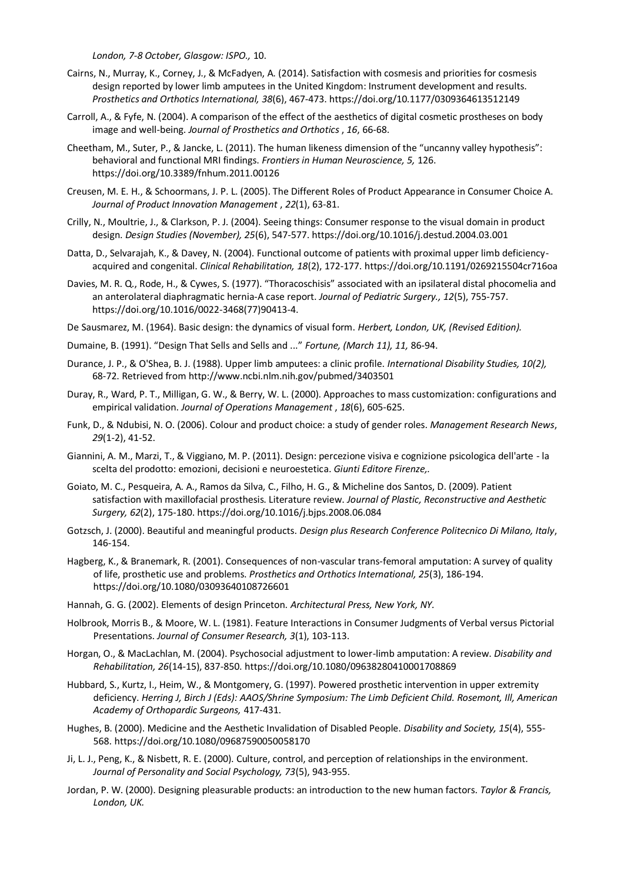*London, 7-8 October, Glasgow: ISPO.,* 10.

Cairns, N., Murray, K., Corney, J., & McFadyen, A. (2014). Satisfaction with cosmesis and priorities for cosmesis design reported by lower limb amputees in the United Kingdom: Instrument development and results. *Prosthetics and Orthotics International, 38*(6), 467-473. https://doi.org/10.1177/0309364613512149

Carroll, A., & Fyfe, N. (2004). A comparison of the effect of the aesthetics of digital cosmetic prostheses on body image and well-being. *Journal of Prosthetics and Orthotics* , *16*, 66-68.

Cheetham, M., Suter, P., & Jancke, L. (2011). The human likeness dimension of the "uncanny valley hypothesis": behavioral and functional MRI findings. *Frontiers in Human Neuroscience, 5,* 126. https://doi.org/10.3389/fnhum.2011.00126

Creusen, M. E. H., & Schoormans, J. P. L. (2005). The Different Roles of Product Appearance in Consumer Choice A. *Journal of Product Innovation Management* , *22*(1), 63-81.

Crilly, N., Moultrie, J., & Clarkson, P. J. (2004). Seeing things: Consumer response to the visual domain in product design. *Design Studies (November), 25*(6), 547-577. https://doi.org/10.1016/j.destud.2004.03.001

Datta, D., Selvarajah, K., & Davey, N. (2004). Functional outcome of patients with proximal upper limb deficiency-acquired and congenital. *Clinical Rehabilitation, 18*(2), 172-177. https://doi.org/10.1191/0269215504cr716oa

Davies, M. R. Q., Rode, H., & Cywes, S. (1977). "Thoracoschisis" associated with an ipsilateral distal phocomelia and an anterolateral diaphragmatic hernia-A case report. *Journal of Pediatric Surgery., 12*(5), 755-757. https://doi.org/10.1016/0022-3468(77)90413-4.

De Sausmarez, M. (1964). Basic design: the dynamics of visual form. *Herbert, London, UK, (Revised Edition).*

Dumaine, B. (1991). "Design That Sells and Sells and ..." *Fortune, (March 11), 11,* 86-94.

Durance, J. P., & O'Shea, B. J. (1988). Upper limb amputees: a clinic profile. *International Disability Studies, 10(2),* 68-72. Retrieved from http://www.ncbi.nlm.nih.gov/pubmed/3403501

Duray, R., Ward, P. T., Milligan, G. W., & Berry, W. L. (2000). Approaches to mass customization: configurations and empirical validation. *Journal of Operations Management* , *18*(6), 605-625.

Funk, D., & Ndubisi, N. O. (2006). Colour and product choice: a study of gender roles. *Management Research News*, *29*(1-2), 41-52.

Giannini, A. M., Marzi, T., & Viggiano, M. P. (2011). Design: percezione visiva e cognizione psicologica dell'arte - la scelta del prodotto: emozioni, decisioni e neuroestetica. *Giunti Editore Firenze,.*

Goiato, M. C., Pesqueira, A. A., Ramos da Silva, C., Filho, H. G., & Micheline dos Santos, D. (2009). Patient satisfaction with maxillofacial prosthesis. Literature review. *Journal of Plastic, Reconstructive and Aesthetic Surgery, 62*(2), 175-180. https://doi.org/10.1016/j.bjps.2008.06.084

Gotzsch, J. (2000). Beautiful and meaningful products. *Design plus Research Conference Politecnico Di Milano, Italy*, 146-154.

Hagberg, K., & Branemark, R. (2001). Consequences of non-vascular trans-femoral amputation: A survey of quality of life, prosthetic use and problems. *Prosthetics and Orthotics International, 25*(3), 186-194. https://doi.org/10.1080/03093640108726601

Hannah, G. G. (2002). Elements of design Princeton. *Architectural Press, New York, NY.*

Holbrook, Morris B., & Moore, W. L. (1981). Feature Interactions in Consumer Judgments of Verbal versus Pictorial Presentations. *Journal of Consumer Research, 3*(1), 103-113.

Horgan, O., & MacLachlan, M. (2004). Psychosocial adjustment to lower-limb amputation: A review. *Disability and Rehabilitation, 26*(14-15), 837-850. https://doi.org/10.1080/09638280410001708869

Hubbard, S., Kurtz, I., Heim, W., & Montgomery, G. (1997). Powered prosthetic intervention in upper extremity deficiency. *Herring J, Birch J (Eds): AAOS/Shrine Symposium: The Limb Deficient Child. Rosemont, Ill, American Academy of Orthopardic Surgeons,* 417-431.

Hughes, B. (2000). Medicine and the Aesthetic Invalidation of Disabled People. *Disability and Society, 15*(4), 555-568. https://doi.org/10.1080/09687590050058170

Ji, L. J., Peng, K., & Nisbett, R. E. (2000). Culture, control, and perception of relationships in the environment. *Journal of Personality and Social Psychology, 73*(5), 943-955.

Jordan, P. W. (2000). Designing pleasurable products: an introduction to the new human factors. *Taylor & Francis, London, UK.*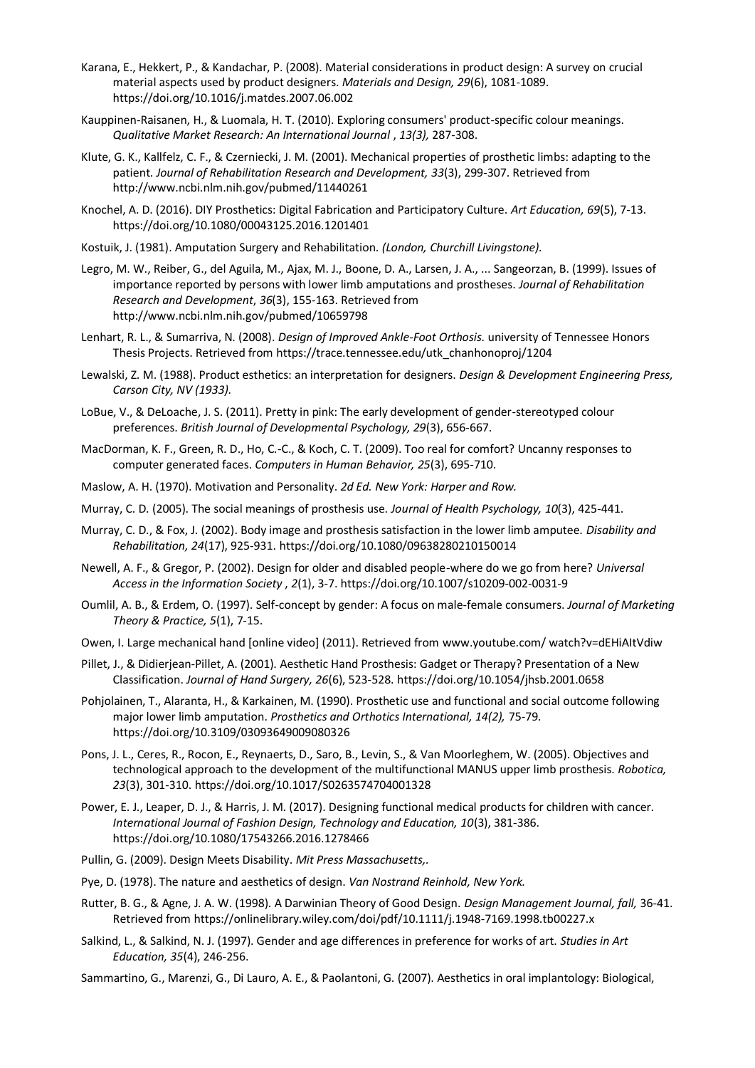Karana, E., Hekkert, P., & Kandachar, P. (2008). Material considerations in product design: A survey on crucial material aspects used by product designers. *Materials and Design, 29*(6), 1081-1089. https://doi.org/10.1016/j.matdes.2007.06.002

Kauppinen-Raisanen, H., & Luomala, H. T. (2010). Exploring consumers' product-specific colour meanings. *Qualitative Market Research: An International Journal* , *13(3),* 287-308.

Klute, G. K., Kallfelz, C. F., & Czerniecki, J. M. (2001). Mechanical properties of prosthetic limbs: adapting to the patient. *Journal of Rehabilitation Research and Development, 33*(3), 299-307. Retrieved from http://www.ncbi.nlm.nih.gov/pubmed/11440261

Knochel, A. D. (2016). DIY Prosthetics: Digital Fabrication and Participatory Culture. *Art Education, 69*(5), 7-13. https://doi.org/10.1080/00043125.2016.1201401

Kostuik, J. (1981). Amputation Surgery and Rehabilitation. *(London, Churchill Livingstone).*

Legro, M. W., Reiber, G., del Aguila, M., Ajax, M. J., Boone, D. A., Larsen, J. A., ... Sangeorzan, B. (1999). Issues of importance reported by persons with lower limb amputations and prostheses. *Journal of Rehabilitation Research and Development*, *36*(3), 155-163. Retrieved from http://www.ncbi.nlm.nih.gov/pubmed/10659798

Lenhart, R. L., & Sumarriva, N. (2008). *Design of Improved Ankle-Foot Orthosis.* university of Tennessee Honors Thesis Projects. Retrieved from https://trace.tennessee.edu/utk_chanhonoproj/1204

Lewalski, Z. M. (1988). Product esthetics: an interpretation for designers. *Design & Development Engineering Press, Carson City, NV (1933).*

LoBue, V., & DeLoache, J. S. (2011). Pretty in pink: The early development of gender-stereotyped colour preferences. *British Journal of Developmental Psychology, 29*(3), 656-667.

MacDorman, K. F., Green, R. D., Ho, C.-C., & Koch, C. T. (2009). Too real for comfort? Uncanny responses to computer generated faces. *Computers in Human Behavior, 25*(3), 695-710.

Maslow, A. H. (1970). Motivation and Personality. *2d Ed. New York: Harper and Row.*

Murray, C. D. (2005). The social meanings of prosthesis use. *Journal of Health Psychology, 10*(3), 425-441.

Murray, C. D., & Fox, J. (2002). Body image and prosthesis satisfaction in the lower limb amputee. *Disability and Rehabilitation, 24*(17), 925-931. https://doi.org/10.1080/09638280210150014

Newell, A. F., & Gregor, P. (2002). Design for older and disabled people-where do we go from here? *Universal Access in the Information Society* , *2*(1), 3-7. https://doi.org/10.1007/s10209-002-0031-9

Oumlil, A. B., & Erdem, O. (1997). Self-concept by gender: A focus on male-female consumers. *Journal of Marketing Theory & Practice, 5*(1), 7-15.

Owen, I. Large mechanical hand [online video] (2011). Retrieved from www.youtube.com/ watch?v=dEHiAItVdiw

Pillet, J., & Didierjean-Pillet, A. (2001). Aesthetic Hand Prosthesis: Gadget or Therapy? Presentation of a New Classification. *Journal of Hand Surgery, 26*(6), 523-528. https://doi.org/10.1054/jhsb.2001.0658

Pohjolainen, T., Alaranta, H., & Karkainen, M. (1990). Prosthetic use and functional and social outcome following major lower limb amputation. *Prosthetics and Orthotics International, 14(2),* 75-79. https://doi.org/10.3109/03093649009080326

Pons, J. L., Ceres, R., Rocon, E., Reynaerts, D., Saro, B., Levin, S., & Van Moorleghem, W. (2005). Objectives and technological approach to the development of the multifunctional MANUS upper limb prosthesis. *Robotica, 23*(3), 301-310. https://doi.org/10.1017/S0263574704001328

Power, E. J., Leaper, D. J., & Harris, J. M. (2017). Designing functional medical products for children with cancer. *International Journal of Fashion Design, Technology and Education, 10*(3), 381-386. https://doi.org/10.1080/17543266.2016.1278466

Pullin, G. (2009). Design Meets Disability. *Mit Press Massachusetts,.*

Pye, D. (1978). The nature and aesthetics of design. *Van Nostrand Reinhold, New York.*

Rutter, B. G., & Agne, J. A. W. (1998). A Darwinian Theory of Good Design. *Design Management Journal, fall,* 36-41. Retrieved from https://onlinelibrary.wiley.com/doi/pdf/10.1111/j.1948-7169.1998.tb00227.x

Salkind, L., & Salkind, N. J. (1997). Gender and age differences in preference for works of art. *Studies in Art Education, 35*(4), 246-256.

Sammartino, G., Marenzi, G., Di Lauro, A. E., & Paolantoni, G. (2007). Aesthetics in oral implantology: Biological,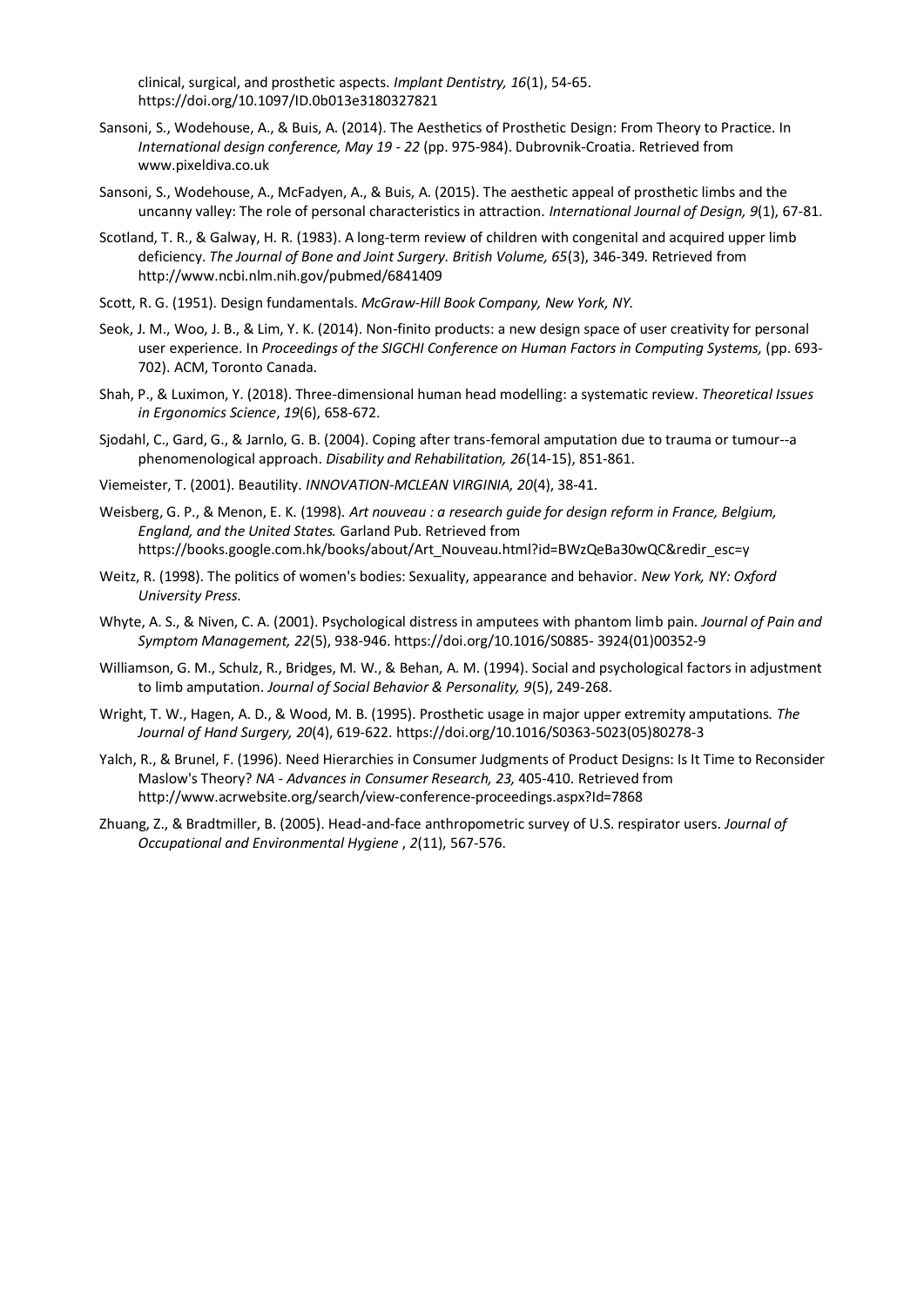clinical, surgical, and prosthetic aspects. *Implant Dentistry, 16*(1), 54-65. https://doi.org/10.1097/ID.0b013e3180327821

Sansoni, S., Wodehouse, A., & Buis, A. (2014). The Aesthetics of Prosthetic Design: From Theory to Practice. In *International design conference, May 19 - 22* (pp. 975-984). Dubrovnik-Croatia. Retrieved from www.pixeldiva.co.uk

Sansoni, S., Wodehouse, A., McFadyen, A., & Buis, A. (2015). The aesthetic appeal of prosthetic limbs and the uncanny valley: The role of personal characteristics in attraction. *International Journal of Design, 9*(1), 67-81.

Scotland, T. R., & Galway, H. R. (1983). A long-term review of children with congenital and acquired upper limb deficiency. *The Journal of Bone and Joint Surgery. British Volume, 65*(3), 346-349. Retrieved from http://www.ncbi.nlm.nih.gov/pubmed/6841409

Scott, R. G. (1951). Design fundamentals. *McGraw-Hill Book Company, New York, NY.*

Seok, J. M., Woo, J. B., & Lim, Y. K. (2014). Non-finito products: a new design space of user creativity for personal user experience. In *Proceedings of the SIGCHI Conference on Human Factors in Computing Systems,* (pp. 693-702). ACM, Toronto Canada.

Shah, P., & Luximon, Y. (2018). Three-dimensional human head modelling: a systematic review. *Theoretical Issues in Ergonomics Science*, *19*(6), 658-672.

Sjodahl, C., Gard, G., & Jarnlo, G. B. (2004). Coping after trans-femoral amputation due to trauma or tumour--a phenomenological approach. *Disability and Rehabilitation, 26*(14-15), 851-861.

Viemeister, T. (2001). Beautility. *INNOVATION-MCLEAN VIRGINIA, 20*(4), 38-41.

Weisberg, G. P., & Menon, E. K. (1998). *Art nouveau : a research guide for design reform in France, Belgium, England, and the United States.* Garland Pub. Retrieved from https://books.google.com.hk/books/about/Art_Nouveau.html?id=BWzQeBa30wQC&redir_esc=y

Weitz, R. (1998). The politics of women's bodies: Sexuality, appearance and behavior. *New York, NY: Oxford University Press.*

Whyte, A. S., & Niven, C. A. (2001). Psychological distress in amputees with phantom limb pain. *Journal of Pain and Symptom Management, 22*(5), 938-946. https://doi.org/10.1016/S0885- 3924(01)00352-9

Williamson, G. M., Schulz, R., Bridges, M. W., & Behan, A. M. (1994). Social and psychological factors in adjustment to limb amputation. *Journal of Social Behavior & Personality, 9*(5), 249-268.

Wright, T. W., Hagen, A. D., & Wood, M. B. (1995). Prosthetic usage in major upper extremity amputations. *The Journal of Hand Surgery, 20*(4), 619-622. https://doi.org/10.1016/S0363-5023(05)80278-3

Yalch, R., & Brunel, F. (1996). Need Hierarchies in Consumer Judgments of Product Designs: Is It Time to Reconsider Maslow's Theory? *NA - Advances in Consumer Research, 23,* 405-410. Retrieved from http://www.acrwebsite.org/search/view-conference-proceedings.aspx?Id=7868

Zhuang, Z., & Bradtmiller, B. (2005). Head-and-face anthropometric survey of U.S. respirator users. *Journal of Occupational and Environmental Hygiene , 2*(11), 567-576.